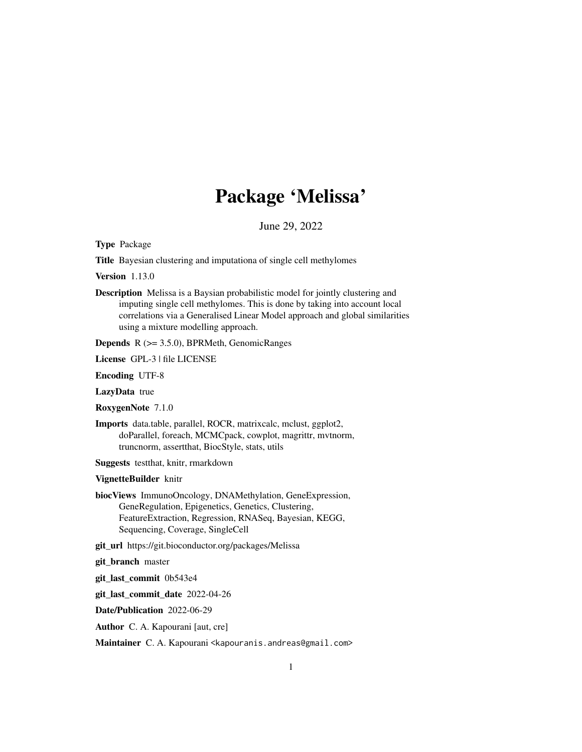# Package 'Melissa'

June 29, 2022

**Type** Package

**Title** Bayesian clustering and imputationa of single cell methylomes

**Version** 1.13.0

**Description** Melissa is a Baysian probabilistic model for jointly clustering and imputing single cell methylomes. This is done by taking into account local correlations via a Generalised Linear Model approach and global similarities using a mixture modelling approach.

**Depends** R (>= 3.5.0), BPRMeth, GenomicRanges

**License** GPL-3 | file LICENSE

**Encoding** UTF-8

**LazyData** true

**RoxygenNote** 7.1.0

**Imports** data.table, parallel, ROCR, matrixcalc, mclust, ggplot2, doParallel, foreach, MCMCpack, cowplot, magrittr, mvtnorm, truncnorm, assertthat, BiocStyle, stats, utils

**Suggests** testthat, knitr, rmarkdown

**VignetteBuilder** knitr

**biocViews** ImmunoOncology, DNAMethylation, GeneExpression, GeneRegulation, Epigenetics, Genetics, Clustering, FeatureExtraction, Regression, RNASeq, Bayesian, KEGG, Sequencing, Coverage, SingleCell

**git_url** https://git.bioconductor.org/packages/Melissa

**git_branch** master

**git_last_commit** 0b543e4

**git_last_commit_date** 2022-04-26

**Date/Publication** 2022-06-29

**Author** C. A. Kapourani [aut, cre]

**Maintainer** C. A. Kapourani <kapouranis.andreas@gmail.com>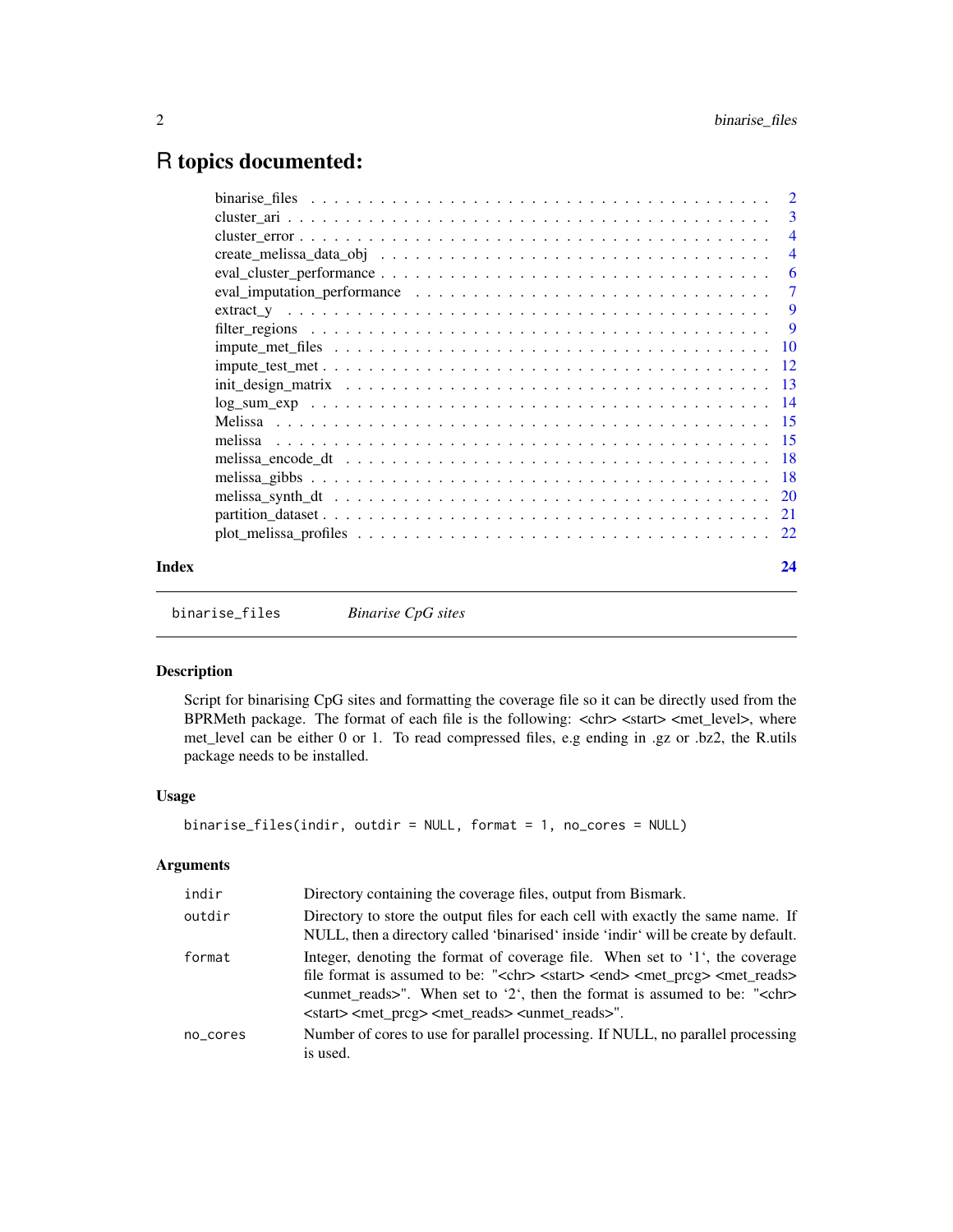# R topics documented:

| | |
|---|---|
| binarise_files | 2 |
| cluster_ari | 3 |
| cluster_error | 4 |
| create_melissa_data_obj | 4 |
| eval_cluster_performance | 6 |
| eval_imputation_performance | 7 |
| extract_y | 9 |
| filter_regions | 9 |
| impute_met_files | 10 |
| impute_test_met | 12 |
| init_design_matrix | 13 |
| log_sum_exp | 14 |
| Melissa | 15 |
| melissa | 15 |
| melissa_encode_dt | 18 |
| melissa_gibbs | 18 |
| melissa_synth_dt | 20 |
| partition_dataset | 21 |
| plot_melissa_profiles | 22 |
| **Index** | **24** |

---

`binarise_files` *Binarise CpG sites*

---

## Description

Script for binarising CpG sites and formatting the coverage file so it can be directly used from the BPRMeth package. The format of each file is the following: <chr> <start> <met_level>, where met_level can be either 0 or 1. To read compressed files, e.g ending in .gz or .bz2, the R.utils package needs to be installed.

## Usage

```
binarise_files(indir, outdir = NULL, format = 1, no_cores = NULL)
```

## Arguments

| | |
|---|---|
| `indir` | Directory containing the coverage files, output from Bismark. |
| `outdir` | Directory to store the output files for each cell with exactly the same name. If NULL, then a directory called 'binarised' inside 'indir' will be create by default. |
| `format` | Integer, denoting the format of coverage file. When set to '1', the coverage file format is assumed to be: "<chr> <start> <end> <met_prcg> <met_reads> <unmet_reads>". When set to '2', then the format is assumed to be: "<chr> <start> <met_prcg> <met_reads> <unmet_reads>". |
| `no_cores` | Number of cores to use for parallel processing. If NULL, no parallel processing is used. |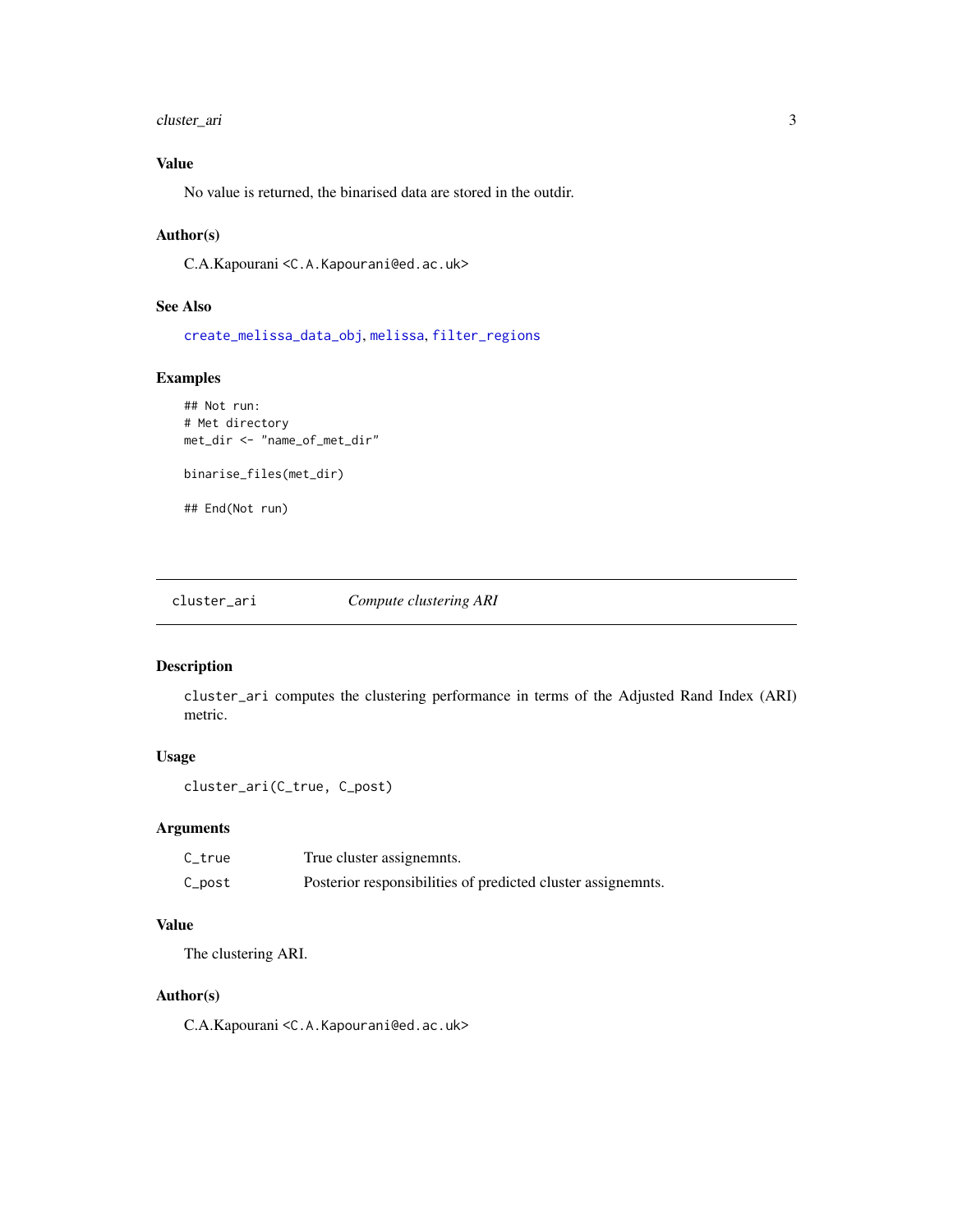### Value

No value is returned, the binarised data are stored in the outdir.

### Author(s)

C.A.Kapourani <C.A.Kapourani@ed.ac.uk>

### See Also

create_melissa_data_obj, melissa, filter_regions

### Examples

```
## Not run:
# Met directory
met_dir <- "name_of_met_dir"

binarise_files(met_dir)

## End(Not run)
```

---

## cluster_ari — *Compute clustering ARI*

### Description

`cluster_ari` computes the clustering performance in terms of the Adjusted Rand Index (ARI) metric.

### Usage

```
cluster_ari(C_true, C_post)
```

### Arguments

| | |
|---|---|
| C_true | True cluster assignemnts. |
| C_post | Posterior responsibilities of predicted cluster assignemnts. |

### Value

The clustering ARI.

### Author(s)

C.A.Kapourani <C.A.Kapourani@ed.ac.uk>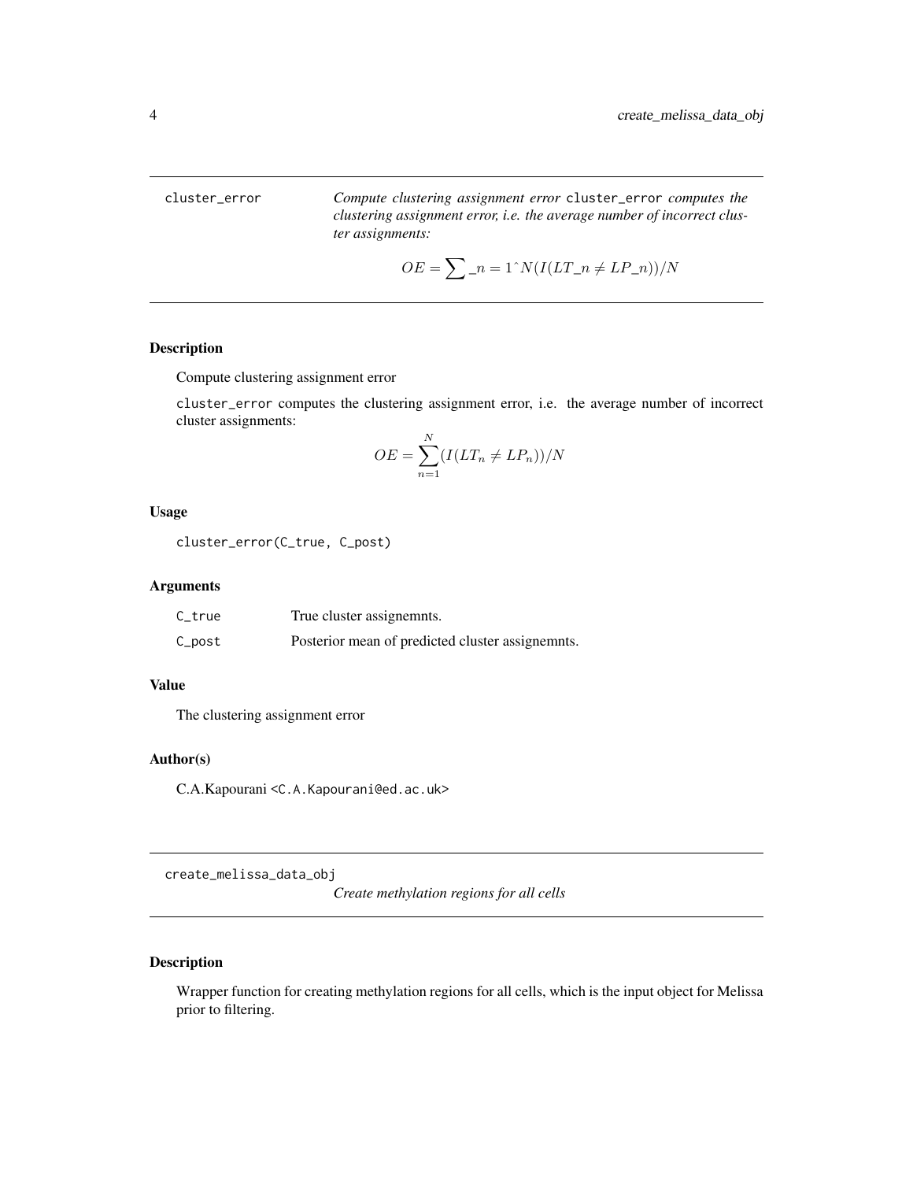cluster_error *Compute clustering assignment error* cluster_error *computes the clustering assignment error, i.e. the average number of incorrect cluster assignments:*

$$OE = \sum\_n = 1\hat{\ }N(I(LT\_n \neq LP\_n))/N$$

## Description

Compute clustering assignment error

cluster_error computes the clustering assignment error, i.e. the average number of incorrect cluster assignments:

$$OE = \sum_{n=1}^{N} (I(LT_n \neq LP_n))/N$$

## Usage

```
cluster_error(C_true, C_post)
```

## Arguments

| | |
|---|---|
| C_true | True cluster assignemnts. |
| C_post | Posterior mean of predicted cluster assignemnts. |

## Value

The clustering assignment error

## Author(s)

C.A.Kapourani <C.A.Kapourani@ed.ac.uk>

---

create_melissa_data_obj *Create methylation regions for all cells*

## Description

Wrapper function for creating methylation regions for all cells, which is the input object for Melissa prior to filtering.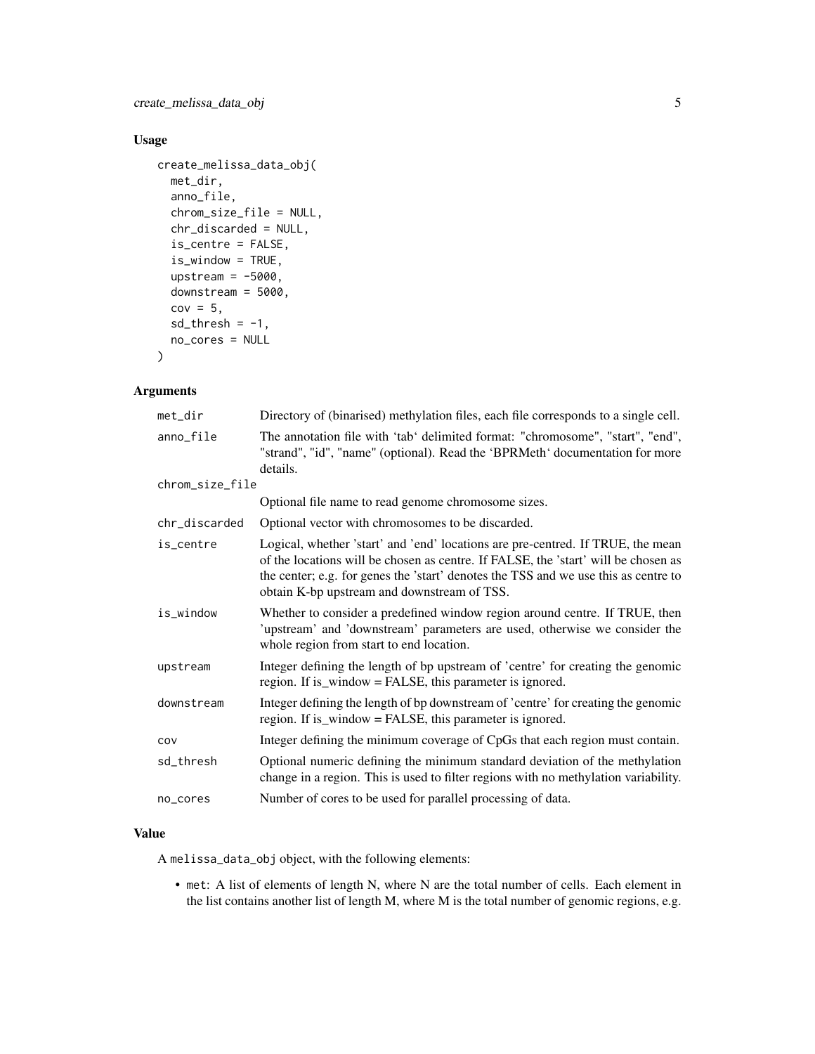## Usage

```
create_melissa_data_obj(
  met_dir,
  anno_file,
  chrom_size_file = NULL,
  chr_discarded = NULL,
  is_centre = FALSE,
  is_window = TRUE,
  upstream = -5000,
  downstream = 5000,
  cov = 5,
  sd_thresh = -1,
  no_cores = NULL
)
```

## Arguments

| | |
|---|---|
| `met_dir` | Directory of (binarised) methylation files, each file corresponds to a single cell. |
| `anno_file` | The annotation file with 'tab' delimited format: "chromosome", "start", "end", "strand", "id", "name" (optional). Read the 'BPRMeth' documentation for more details. |
| `chrom_size_file` | Optional file name to read genome chromosome sizes. |
| `chr_discarded` | Optional vector with chromosomes to be discarded. |
| `is_centre` | Logical, whether 'start' and 'end' locations are pre-centred. If TRUE, the mean of the locations will be chosen as centre. If FALSE, the 'start' will be chosen as the center; e.g. for genes the 'start' denotes the TSS and we use this as centre to obtain K-bp upstream and downstream of TSS. |
| `is_window` | Whether to consider a predefined window region around centre. If TRUE, then 'upstream' and 'downstream' parameters are used, otherwise we consider the whole region from start to end location. |
| `upstream` | Integer defining the length of bp upstream of 'centre' for creating the genomic region. If is_window = FALSE, this parameter is ignored. |
| `downstream` | Integer defining the length of bp downstream of 'centre' for creating the genomic region. If is_window = FALSE, this parameter is ignored. |
| `cov` | Integer defining the minimum coverage of CpGs that each region must contain. |
| `sd_thresh` | Optional numeric defining the minimum standard deviation of the methylation change in a region. This is used to filter regions with no methylation variability. |
| `no_cores` | Number of cores to be used for parallel processing of data. |

## Value

A `melissa_data_obj` object, with the following elements:

- `met`: A list of elements of length N, where N are the total number of cells. Each element in the list contains another list of length M, where M is the total number of genomic regions, e.g.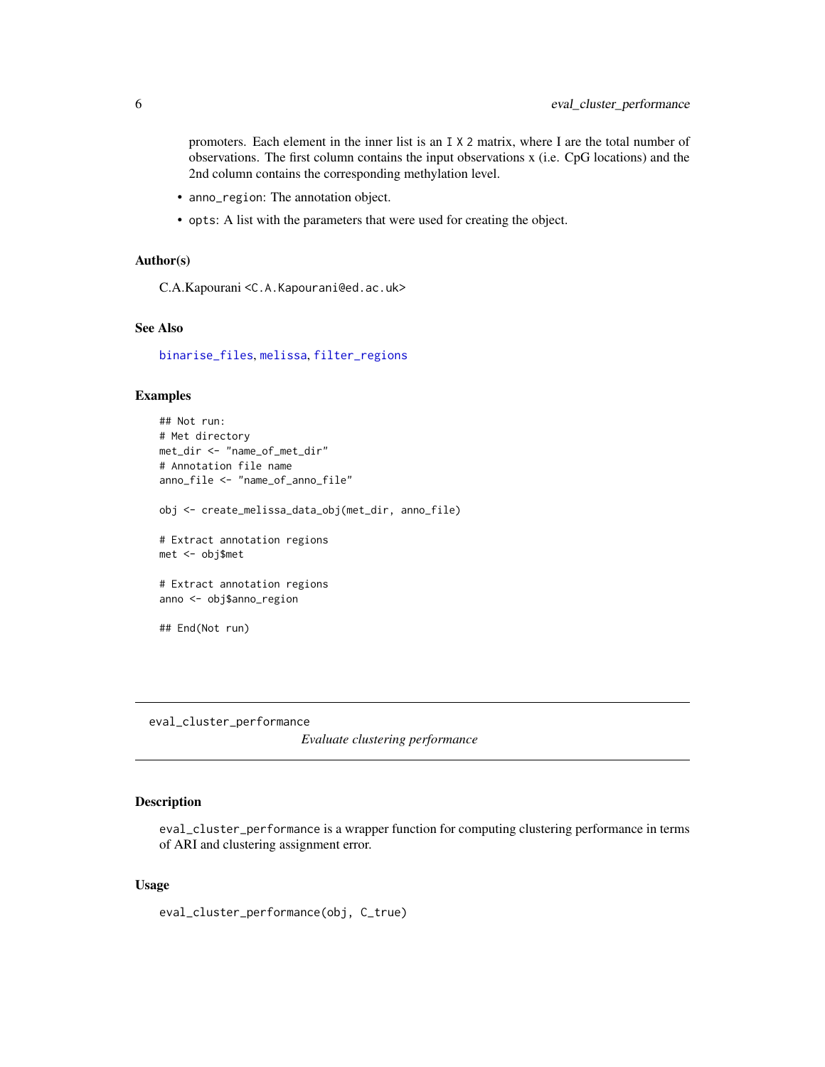promoters. Each element in the inner list is an `I X 2` matrix, where I are the total number of observations. The first column contains the input observations `x` (i.e. CpG locations) and the 2nd column contains the corresponding methylation level.

- `anno_region`: The annotation object.
- `opts`: A list with the parameters that were used for creating the object.

### Author(s)

C.A.Kapourani <`C.A.Kapourani@ed.ac.uk`>

### See Also

`binarise_files`, `melissa`, `filter_regions`

### Examples

```
## Not run:
# Met directory
met_dir <- "name_of_met_dir"
# Annotation file name
anno_file <- "name_of_anno_file"

obj <- create_melissa_data_obj(met_dir, anno_file)

# Extract annotation regions
met <- obj$met

# Extract annotation regions
anno <- obj$anno_region

## End(Not run)
```

---

## eval_cluster_performance

*Evaluate clustering performance*

### Description

`eval_cluster_performance` is a wrapper function for computing clustering performance in terms of ARI and clustering assignment error.

### Usage

```
eval_cluster_performance(obj, C_true)
```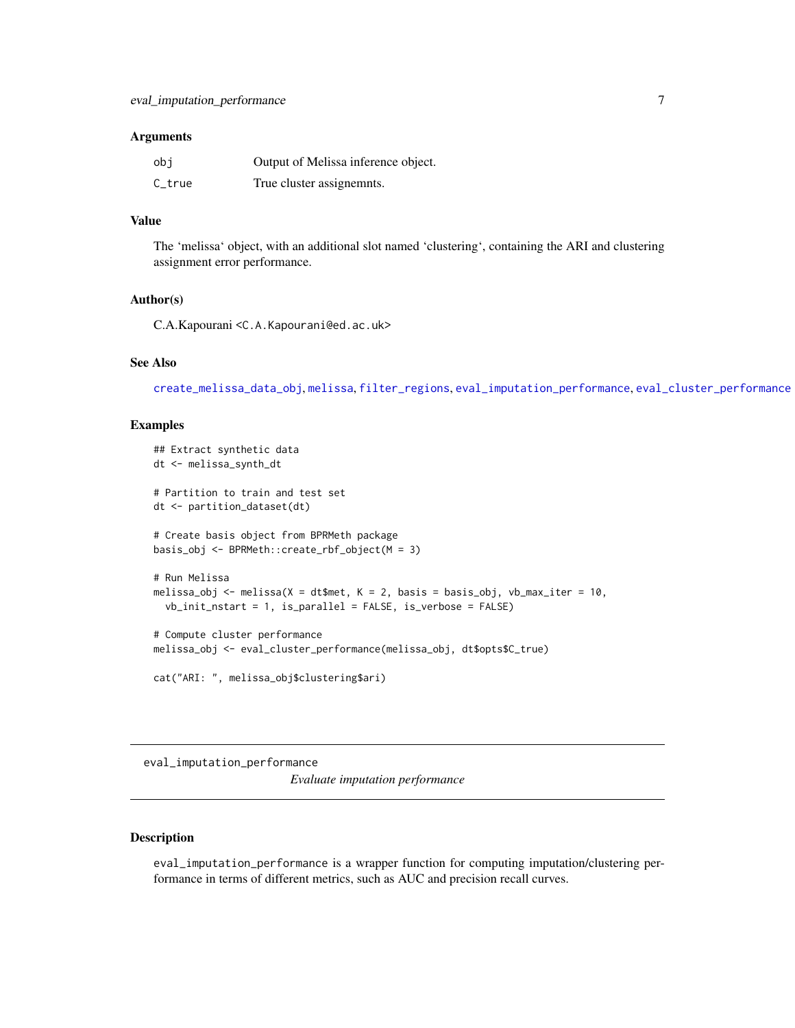### Arguments

| | |
|---|---|
| obj | Output of Melissa inference object. |
| C_true | True cluster assignemnts. |

### Value

The 'melissa' object, with an additional slot named 'clustering', containing the ARI and clustering assignment error performance.

### Author(s)

C.A.Kapourani <C.A.Kapourani@ed.ac.uk>

### See Also

create_melissa_data_obj, melissa, filter_regions, eval_imputation_performance, eval_cluster_performance

### Examples

```
## Extract synthetic data
dt <- melissa_synth_dt

# Partition to train and test set
dt <- partition_dataset(dt)

# Create basis object from BPRMeth package
basis_obj <- BPRMeth::create_rbf_object(M = 3)

# Run Melissa
melissa_obj <- melissa(X = dt$met, K = 2, basis = basis_obj, vb_max_iter = 10,
  vb_init_nstart = 1, is_parallel = FALSE, is_verbose = FALSE)

# Compute cluster performance
melissa_obj <- eval_cluster_performance(melissa_obj, dt$opts$C_true)

cat("ARI: ", melissa_obj$clustering$ari)
```

---

## eval_imputation_performance

*Evaluate imputation performance*

---

### Description

eval_imputation_performance is a wrapper function for computing imputation/clustering performance in terms of different metrics, such as AUC and precision recall curves.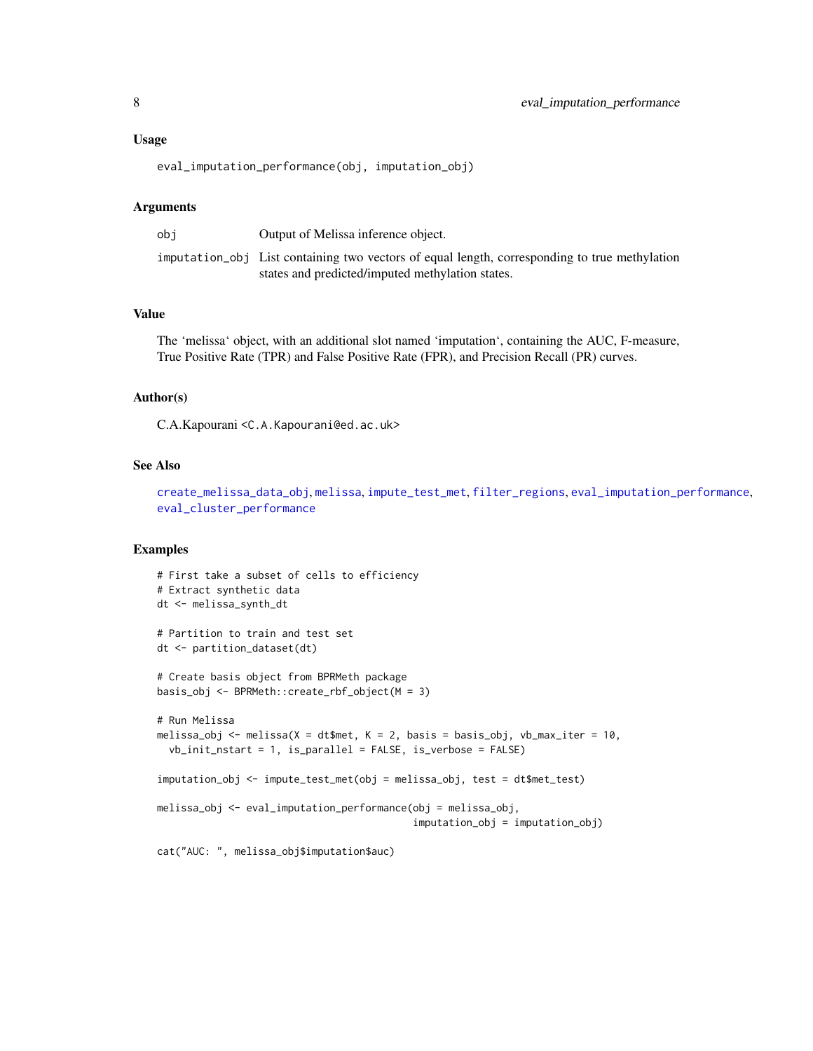### Usage

```
eval_imputation_performance(obj, imputation_obj)
```

### Arguments

| | |
|---|---|
| obj | Output of Melissa inference object. |
| imputation_obj | List containing two vectors of equal length, corresponding to true methylation states and predicted/imputed methylation states. |

### Value

The 'melissa' object, with an additional slot named 'imputation', containing the AUC, F-measure, True Positive Rate (TPR) and False Positive Rate (FPR), and Precision Recall (PR) curves.

### Author(s)

C.A.Kapourani <C.A.Kapourani@ed.ac.uk>

### See Also

create_melissa_data_obj, melissa, impute_test_met, filter_regions, eval_imputation_performance, eval_cluster_performance

### Examples

```
# First take a subset of cells to efficiency
# Extract synthetic data
dt <- melissa_synth_dt

# Partition to train and test set
dt <- partition_dataset(dt)

# Create basis object from BPRMeth package
basis_obj <- BPRMeth::create_rbf_object(M = 3)

# Run Melissa
melissa_obj <- melissa(X = dt$met, K = 2, basis = basis_obj, vb_max_iter = 10,
  vb_init_nstart = 1, is_parallel = FALSE, is_verbose = FALSE)

imputation_obj <- impute_test_met(obj = melissa_obj, test = dt$met_test)

melissa_obj <- eval_imputation_performance(obj = melissa_obj,
                                           imputation_obj = imputation_obj)

cat("AUC: ", melissa_obj$imputation$auc)
```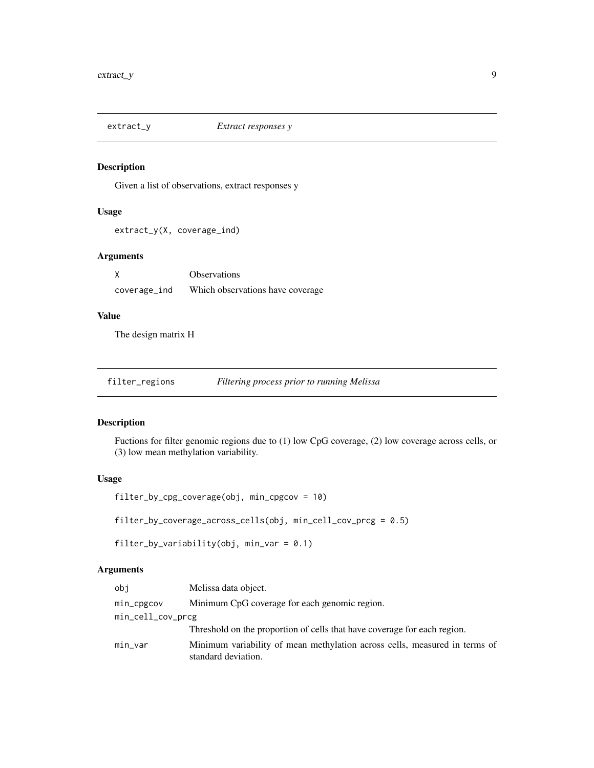## extract_y — *Extract responses y*

### Description

Given a list of observations, extract responses y

### Usage

```
extract_y(X, coverage_ind)
```

### Arguments

| | |
|---|---|
| X | Observations |
| coverage_ind | Which observations have coverage |

### Value

The design matrix H

## filter_regions — *Filtering process prior to running Melissa*

### Description

Fuctions for filter genomic regions due to (1) low CpG coverage, (2) low coverage across cells, or (3) low mean methylation variability.

### Usage

```
filter_by_cpg_coverage(obj, min_cpgcov = 10)

filter_by_coverage_across_cells(obj, min_cell_cov_prcg = 0.5)

filter_by_variability(obj, min_var = 0.1)
```

### Arguments

| | |
|---|---|
| obj | Melissa data object. |
| min_cpgcov | Minimum CpG coverage for each genomic region. |
| min_cell_cov_prcg | Threshold on the proportion of cells that have coverage for each region. |
| min_var | Minimum variability of mean methylation across cells, measured in terms of standard deviation. |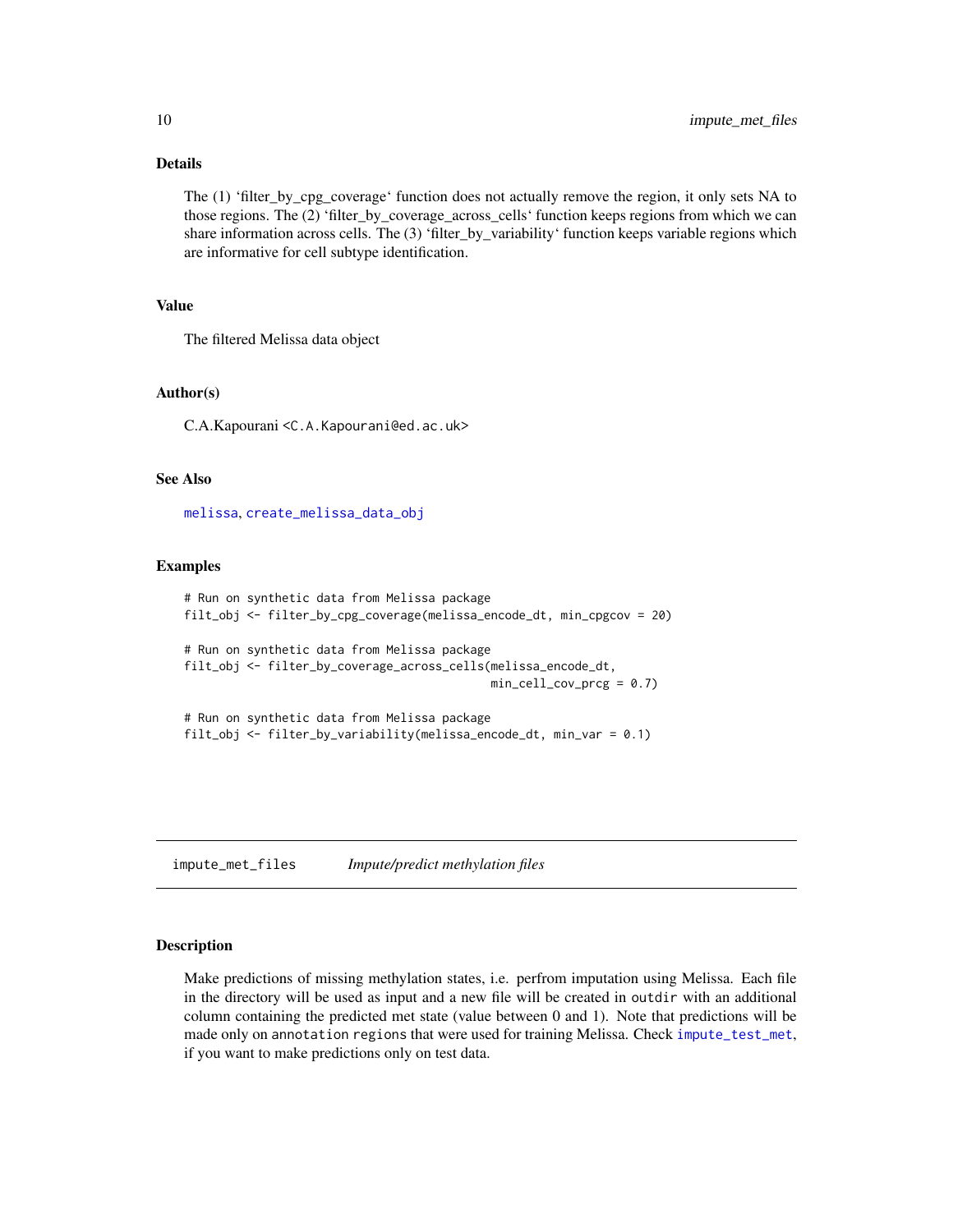## Details

The (1) 'filter_by_cpg_coverage' function does not actually remove the region, it only sets NA to those regions. The (2) 'filter_by_coverage_across_cells' function keeps regions from which we can share information across cells. The (3) 'filter_by_variability' function keeps variable regions which are informative for cell subtype identification.

## Value

The filtered Melissa data object

## Author(s)

C.A.Kapourani <C.A.Kapourani@ed.ac.uk>

## See Also

melissa, create_melissa_data_obj

## Examples

```
# Run on synthetic data from Melissa package
filt_obj <- filter_by_cpg_coverage(melissa_encode_dt, min_cpgcov = 20)

# Run on synthetic data from Melissa package
filt_obj <- filter_by_coverage_across_cells(melissa_encode_dt,
                                            min_cell_cov_prcg = 0.7)

# Run on synthetic data from Melissa package
filt_obj <- filter_by_variability(melissa_encode_dt, min_var = 0.1)
```

---

# impute_met_files    *Impute/predict methylation files*

---

## Description

Make predictions of missing methylation states, i.e. perfrom imputation using Melissa. Each file in the directory will be used as input and a new file will be created in `outdir` with an additional column containing the predicted met state (value between 0 and 1). Note that predictions will be made only on `annotation regions` that were used for training Melissa. Check impute_test_met, if you want to make predictions only on test data.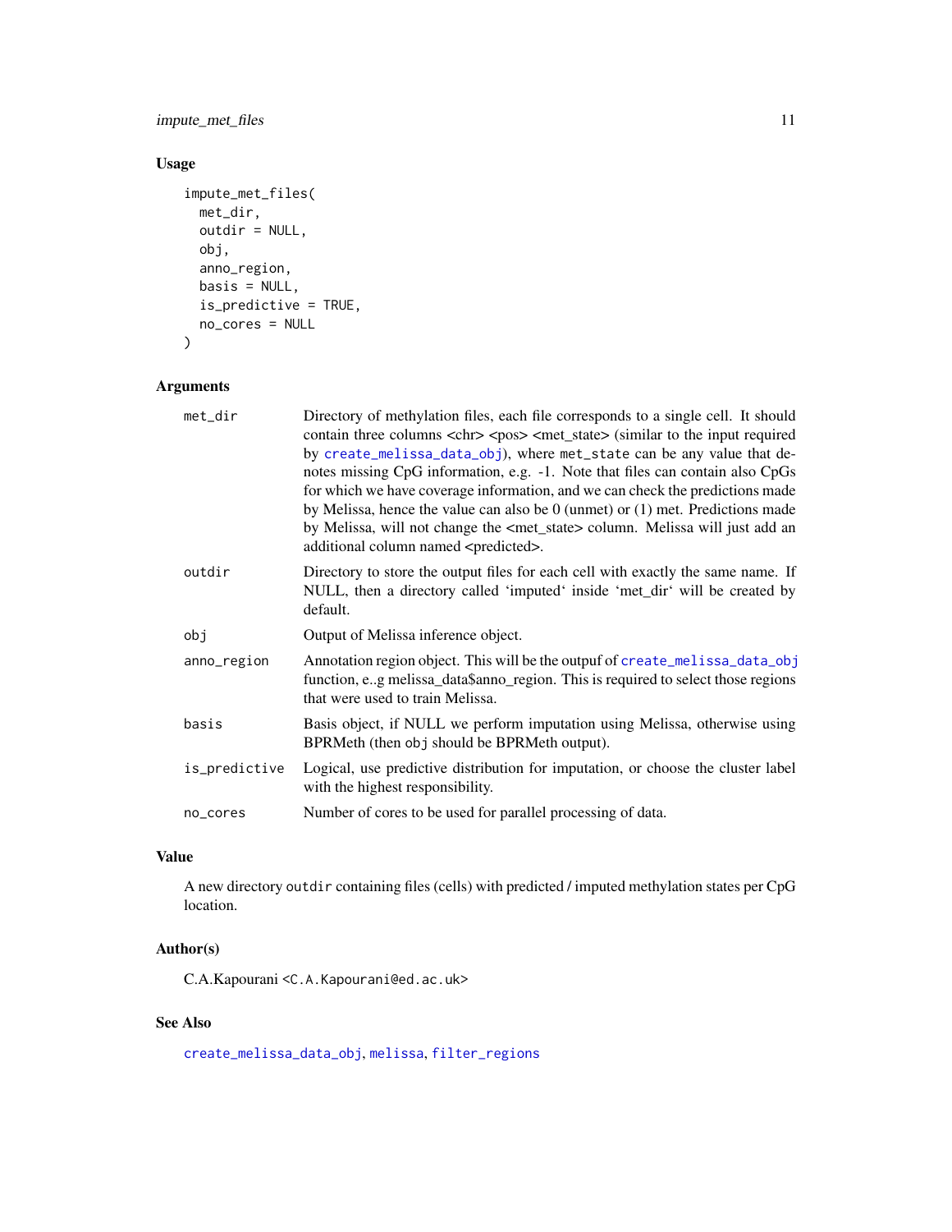## Usage

```
impute_met_files(
  met_dir,
  outdir = NULL,
  obj,
  anno_region,
  basis = NULL,
  is_predictive = TRUE,
  no_cores = NULL
)
```

## Arguments

| Argument | Description |
|---|---|
| met_dir | Directory of methylation files, each file corresponds to a single cell. It should contain three columns <chr> <pos> <met_state> (similar to the input required by create_melissa_data_obj), where met_state can be any value that denotes missing CpG information, e.g. -1. Note that files can contain also CpGs for which we have coverage information, and we can check the predictions made by Melissa, hence the value can also be 0 (unmet) or (1) met. Predictions made by Melissa, will not change the <met_state> column. Melissa will just add an additional column named <predicted>. |
| outdir | Directory to store the output files for each cell with exactly the same name. If NULL, then a directory called 'imputed' inside 'met_dir' will be created by default. |
| obj | Output of Melissa inference object. |
| anno_region | Annotation region object. This will be the outpuf of create_melissa_data_obj function, e..g melissa_data$anno_region. This is required to select those regions that were used to train Melissa. |
| basis | Basis object, if NULL we perform imputation using Melissa, otherwise using BPRMeth (then obj should be BPRMeth output). |
| is_predictive | Logical, use predictive distribution for imputation, or choose the cluster label with the highest responsibility. |
| no_cores | Number of cores to be used for parallel processing of data. |

## Value

A new directory outdir containing files (cells) with predicted / imputed methylation states per CpG location.

## Author(s)

C.A.Kapourani <C.A.Kapourani@ed.ac.uk>

## See Also

create_melissa_data_obj, melissa, filter_regions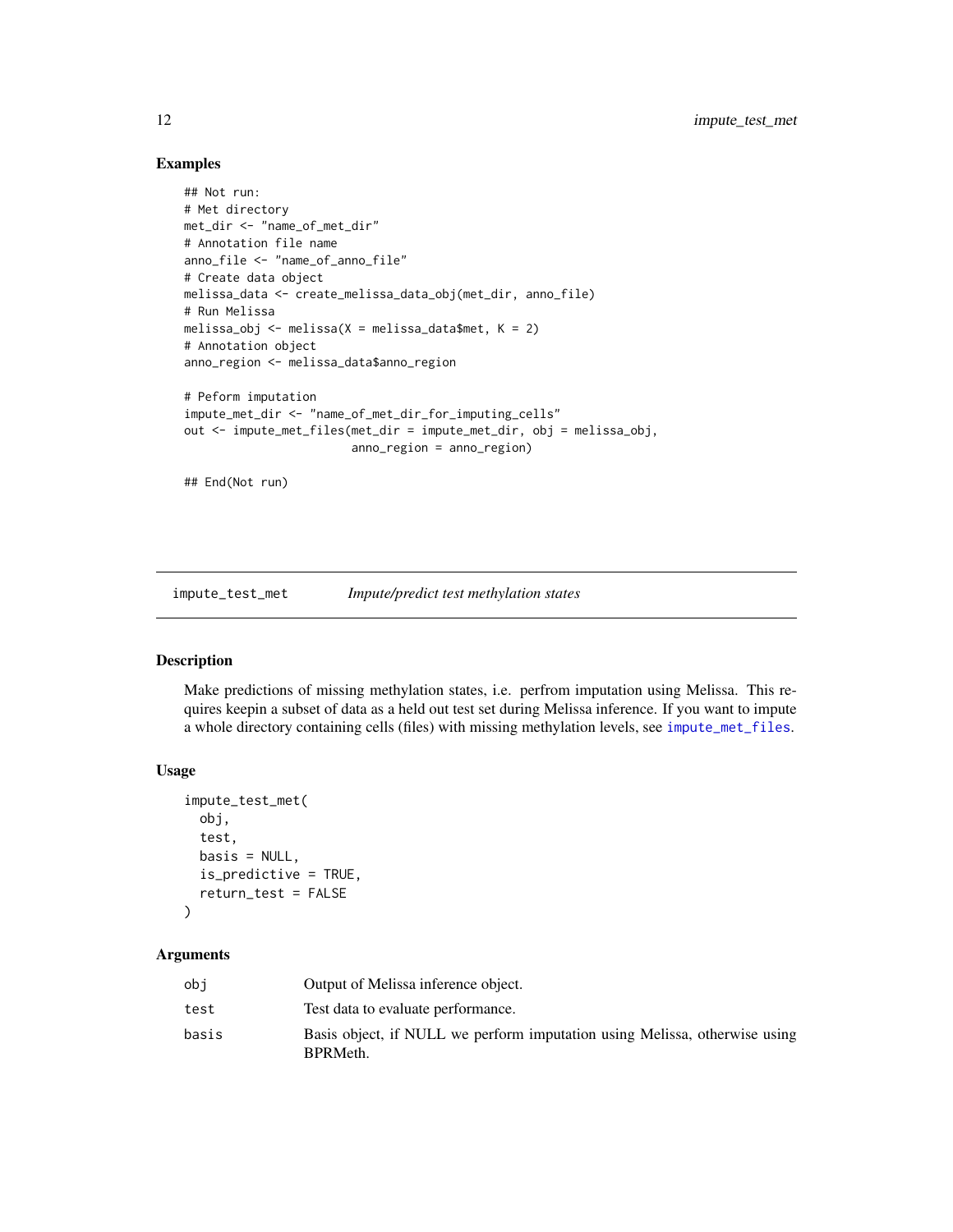## Examples

```
## Not run:
# Met directory
met_dir <- "name_of_met_dir"
# Annotation file name
anno_file <- "name_of_anno_file"
# Create data object
melissa_data <- create_melissa_data_obj(met_dir, anno_file)
# Run Melissa
melissa_obj <- melissa(X = melissa_data$met, K = 2)
# Annotation object
anno_region <- melissa_data$anno_region

# Peform imputation
impute_met_dir <- "name_of_met_dir_for_imputing_cells"
out <- impute_met_files(met_dir = impute_met_dir, obj = melissa_obj,
                        anno_region = anno_region)

## End(Not run)
```

---

`impute_test_met` *Impute/predict test methylation states*

---

## Description

Make predictions of missing methylation states, i.e. perfrom imputation using Melissa. This requires keepin a subset of data as a held out test set during Melissa inference. If you want to impute a whole directory containing cells (files) with missing methylation levels, see `impute_met_files`.

## Usage

```
impute_test_met(
  obj,
  test,
  basis = NULL,
  is_predictive = TRUE,
  return_test = FALSE
)
```

## Arguments

| | |
|---|---|
| `obj` | Output of Melissa inference object. |
| `test` | Test data to evaluate performance. |
| `basis` | Basis object, if NULL we perform imputation using Melissa, otherwise using BPRMeth. |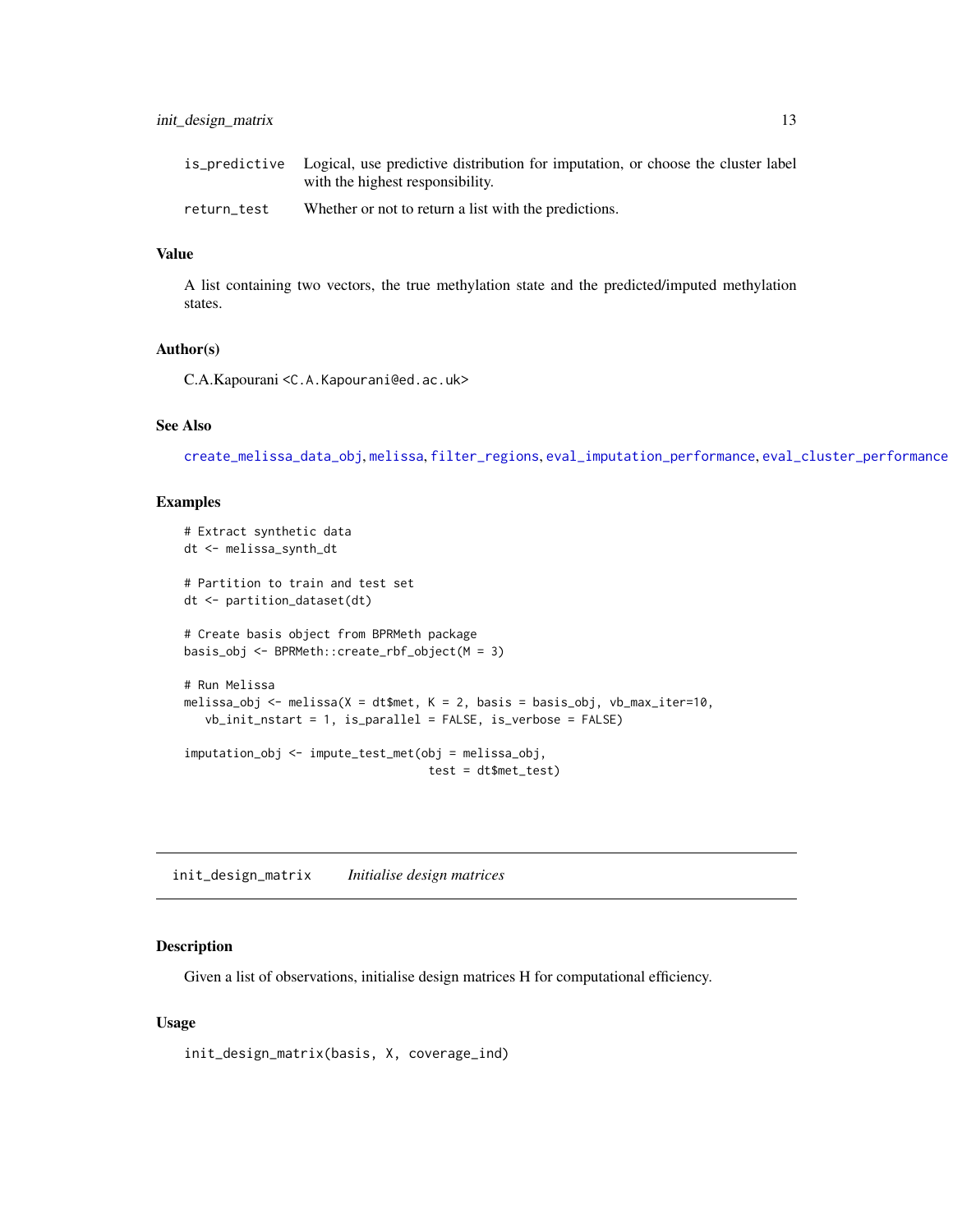| | |
|---|---|
| is_predictive | Logical, use predictive distribution for imputation, or choose the cluster label with the highest responsibility. |
| return_test | Whether or not to return a list with the predictions. |

### Value

A list containing two vectors, the true methylation state and the predicted/imputed methylation states.

### Author(s)

C.A.Kapourani <C.A.Kapourani@ed.ac.uk>

### See Also

create_melissa_data_obj, melissa, filter_regions, eval_imputation_performance, eval_cluster_performance

### Examples

```
# Extract synthetic data
dt <- melissa_synth_dt

# Partition to train and test set
dt <- partition_dataset(dt)

# Create basis object from BPRMeth package
basis_obj <- BPRMeth::create_rbf_object(M = 3)

# Run Melissa
melissa_obj <- melissa(X = dt$met, K = 2, basis = basis_obj, vb_max_iter=10,
   vb_init_nstart = 1, is_parallel = FALSE, is_verbose = FALSE)

imputation_obj <- impute_test_met(obj = melissa_obj,
                                  test = dt$met_test)
```

---

## init_design_matrix *Initialise design matrices*

### Description

Given a list of observations, initialise design matrices H for computational efficiency.

### Usage

```
init_design_matrix(basis, X, coverage_ind)
```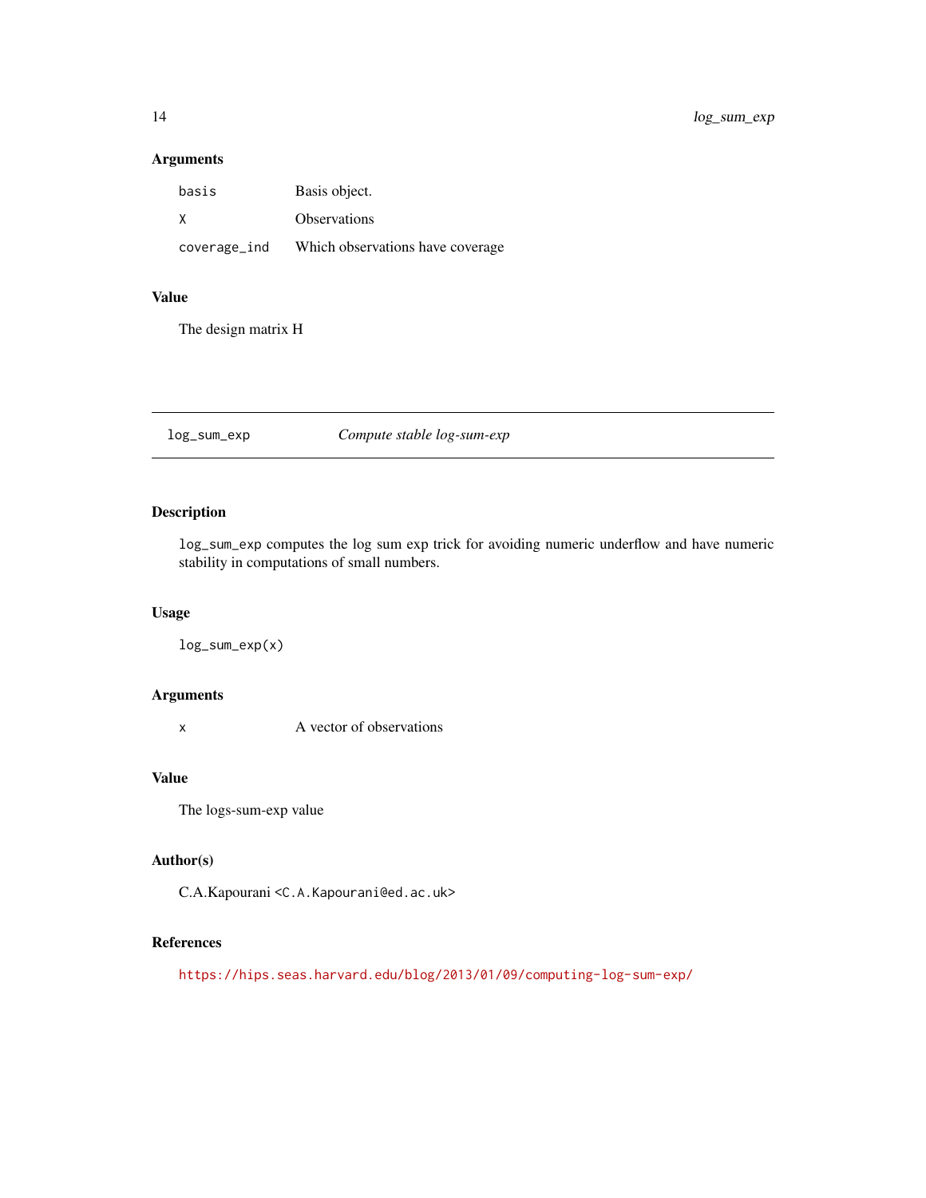### Arguments

| | |
|---|---|
| `basis` | Basis object. |
| `X` | Observations |
| `coverage_ind` | Which observations have coverage |

### Value

The design matrix H

---

## log_sum_exp — *Compute stable log-sum-exp*

---

### Description

`log_sum_exp` computes the log sum exp trick for avoiding numeric underflow and have numeric stability in computations of small numbers.

### Usage

```
log_sum_exp(x)
```

### Arguments

| | |
|---|---|
| `x` | A vector of observations |

### Value

The logs-sum-exp value

### Author(s)

C.A.Kapourani <`C.A.Kapourani@ed.ac.uk`>

### References

https://hips.seas.harvard.edu/blog/2013/01/09/computing-log-sum-exp/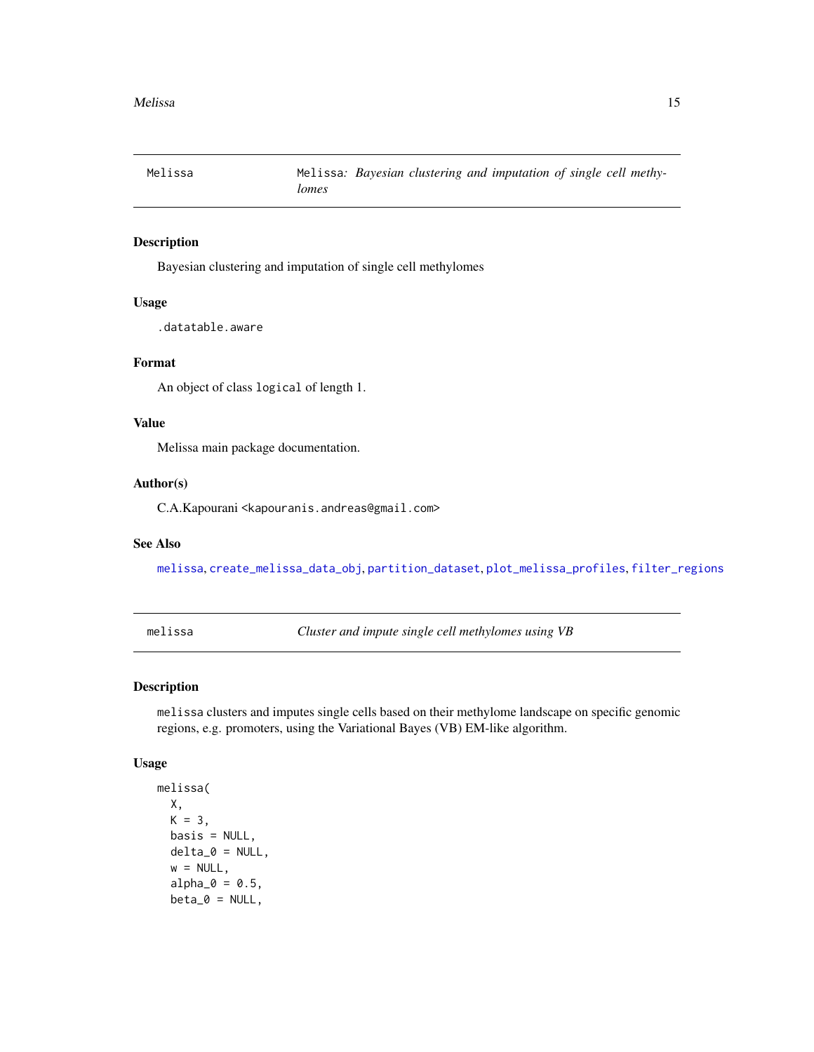## Melissa — Melissa: *Bayesian clustering and imputation of single cell methylomes*

### Description

Bayesian clustering and imputation of single cell methylomes

### Usage

```
.datatable.aware
```

### Format

An object of class `logical` of length 1.

### Value

Melissa main package documentation.

### Author(s)

C.A.Kapourani <kapouranis.andreas@gmail.com>

### See Also

melissa, create_melissa_data_obj, partition_dataset, plot_melissa_profiles, filter_regions

---

## melissa — *Cluster and impute single cell methylomes using VB*

### Description

`melissa` clusters and imputes single cells based on their methylome landscape on specific genomic regions, e.g. promoters, using the Variational Bayes (VB) EM-like algorithm.

### Usage

```
melissa(
  X,
  K = 3,
  basis = NULL,
  delta_0 = NULL,
  w = NULL,
  alpha_0 = 0.5,
  beta_0 = NULL,
```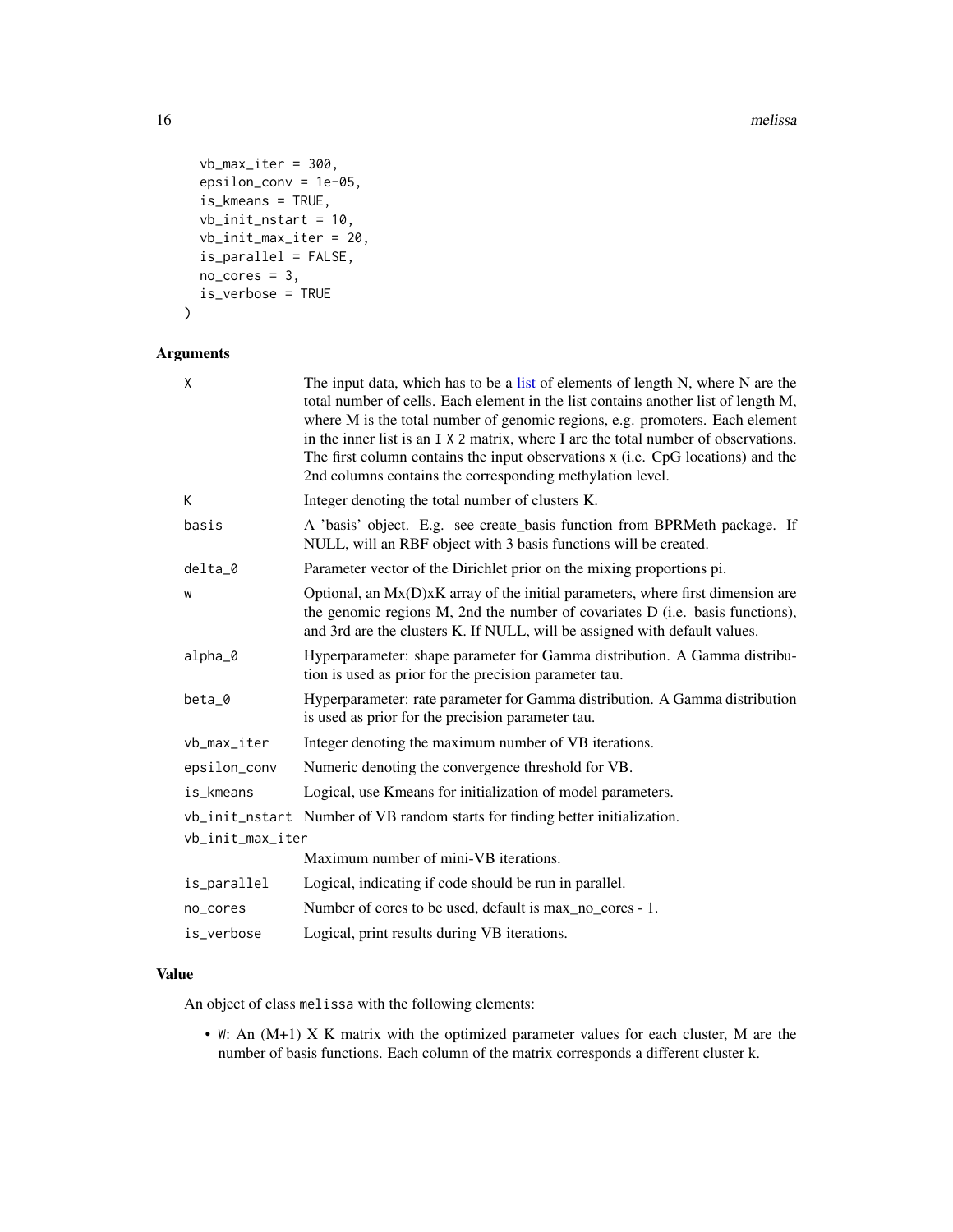```
  vb_max_iter = 300,
  epsilon_conv = 1e-05,
  is_kmeans = TRUE,
  vb_init_nstart = 10,
  vb_init_max_iter = 20,
  is_parallel = FALSE,
  no_cores = 3,
  is_verbose = TRUE
)
```

### Arguments

| | |
|---|---|
| X | The input data, which has to be a list of elements of length N, where N are the total number of cells. Each element in the list contains another list of length M, where M is the total number of genomic regions, e.g. promoters. Each element in the inner list is an I X 2 matrix, where I are the total number of observations. The first column contains the input observations x (i.e. CpG locations) and the 2nd columns contains the corresponding methylation level. |
| K | Integer denoting the total number of clusters K. |
| basis | A 'basis' object. E.g. see create_basis function from BPRMeth package. If NULL, will an RBF object with 3 basis functions will be created. |
| delta_0 | Parameter vector of the Dirichlet prior on the mixing proportions pi. |
| w | Optional, an Mx(D)xK array of the initial parameters, where first dimension are the genomic regions M, 2nd the number of covariates D (i.e. basis functions), and 3rd are the clusters K. If NULL, will be assigned with default values. |
| alpha_0 | Hyperparameter: shape parameter for Gamma distribution. A Gamma distribution is used as prior for the precision parameter tau. |
| beta_0 | Hyperparameter: rate parameter for Gamma distribution. A Gamma distribution is used as prior for the precision parameter tau. |
| vb_max_iter | Integer denoting the maximum number of VB iterations. |
| epsilon_conv | Numeric denoting the convergence threshold for VB. |
| is_kmeans | Logical, use Kmeans for initialization of model parameters. |
| vb_init_nstart | Number of VB random starts for finding better initialization. |
| vb_init_max_iter | Maximum number of mini-VB iterations. |
| is_parallel | Logical, indicating if code should be run in parallel. |
| no_cores | Number of cores to be used, default is max_no_cores - 1. |
| is_verbose | Logical, print results during VB iterations. |

### Value

An object of class melissa with the following elements:

- W: An (M+1) X K matrix with the optimized parameter values for each cluster, M are the number of basis functions. Each column of the matrix corresponds a different cluster k.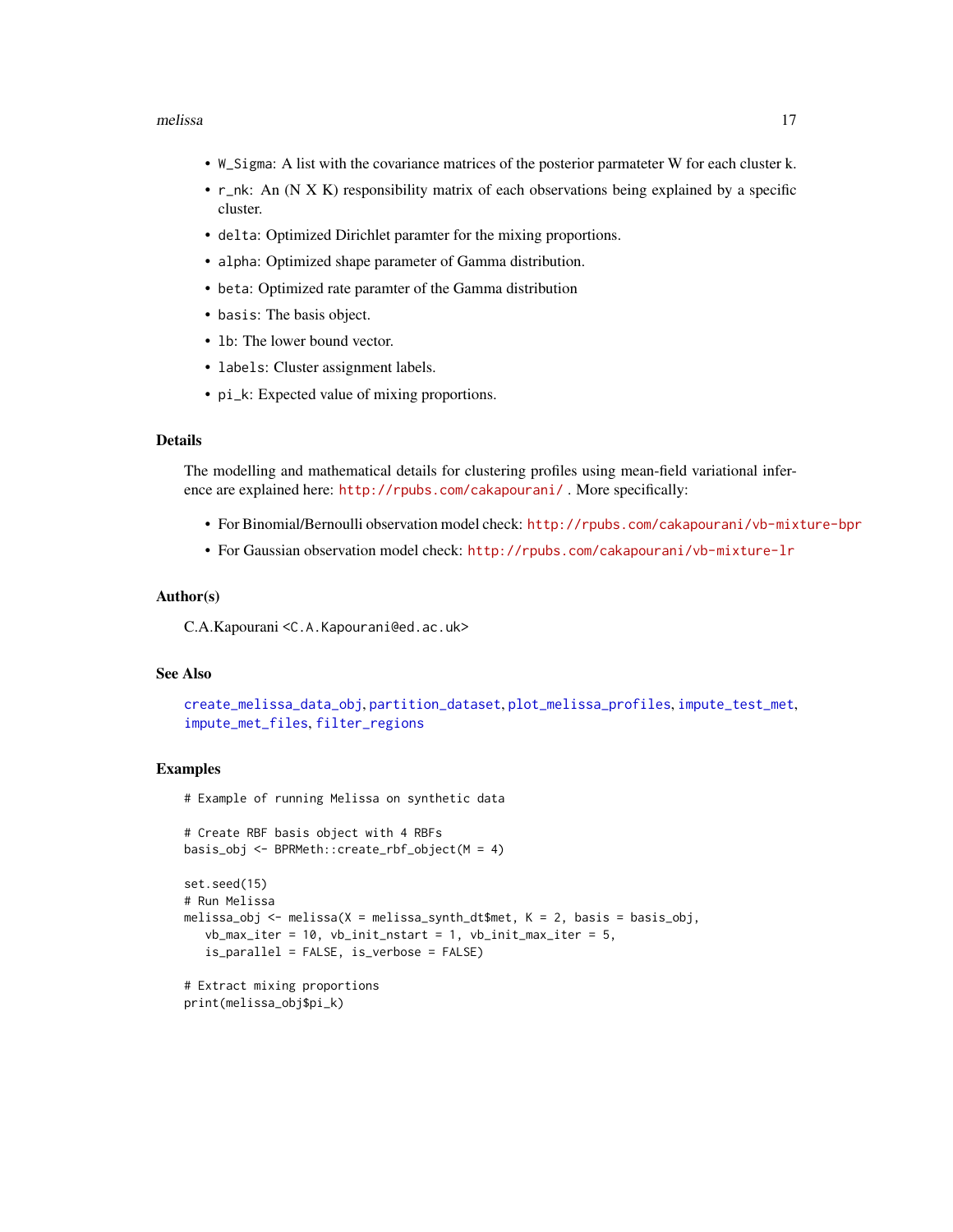- `W_Sigma`: A list with the covariance matrices of the posterior parmateter W for each cluster k.
- `r_nk`: An (N X K) responsibility matrix of each observations being explained by a specific cluster.
- `delta`: Optimized Dirichlet paramter for the mixing proportions.
- `alpha`: Optimized shape parameter of Gamma distribution.
- `beta`: Optimized rate paramter of the Gamma distribution
- `basis`: The basis object.
- `lb`: The lower bound vector.
- `labels`: Cluster assignment labels.
- `pi_k`: Expected value of mixing proportions.

## Details

The modelling and mathematical details for clustering profiles using mean-field variational inference are explained here: http://rpubs.com/cakapourani/ . More specifically:

- For Binomial/Bernoulli observation model check: http://rpubs.com/cakapourani/vb-mixture-bpr
- For Gaussian observation model check: http://rpubs.com/cakapourani/vb-mixture-lr

## Author(s)

C.A.Kapourani <C.A.Kapourani@ed.ac.uk>

## See Also

create_melissa_data_obj, partition_dataset, plot_melissa_profiles, impute_test_met, impute_met_files, filter_regions

## Examples

```
# Example of running Melissa on synthetic data

# Create RBF basis object with 4 RBFs
basis_obj <- BPRMeth::create_rbf_object(M = 4)

set.seed(15)
# Run Melissa
melissa_obj <- melissa(X = melissa_synth_dt$met, K = 2, basis = basis_obj,
   vb_max_iter = 10, vb_init_nstart = 1, vb_init_max_iter = 5,
   is_parallel = FALSE, is_verbose = FALSE)

# Extract mixing proportions
print(melissa_obj$pi_k)
```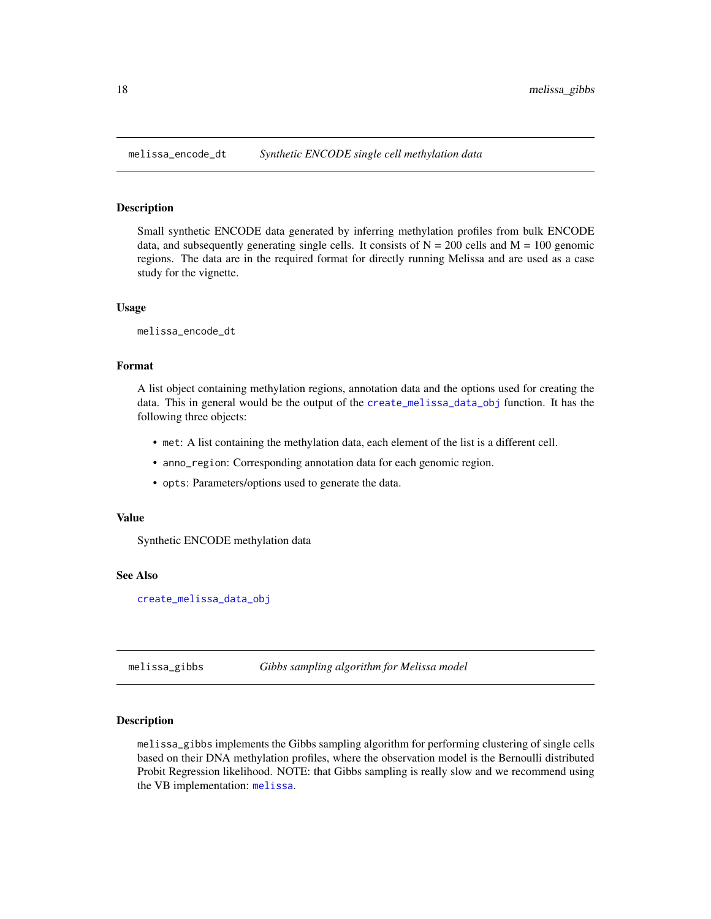## melissa_encode_dt — *Synthetic ENCODE single cell methylation data*

### Description

Small synthetic ENCODE data generated by inferring methylation profiles from bulk ENCODE data, and subsequently generating single cells. It consists of N = 200 cells and M = 100 genomic regions. The data are in the required format for directly running Melissa and are used as a case study for the vignette.

### Usage

```
melissa_encode_dt
```

### Format

A list object containing methylation regions, annotation data and the options used for creating the data. This in general would be the output of the `create_melissa_data_obj` function. It has the following three objects:

- `met`: A list containing the methylation data, each element of the list is a different cell.
- `anno_region`: Corresponding annotation data for each genomic region.
- `opts`: Parameters/options used to generate the data.

### Value

Synthetic ENCODE methylation data

### See Also

`create_melissa_data_obj`

## melissa_gibbs — *Gibbs sampling algorithm for Melissa model*

### Description

`melissa_gibbs` implements the Gibbs sampling algorithm for performing clustering of single cells based on their DNA methylation profiles, where the observation model is the Bernoulli distributed Probit Regression likelihood. NOTE: that Gibbs sampling is really slow and we recommend using the VB implementation: `melissa`.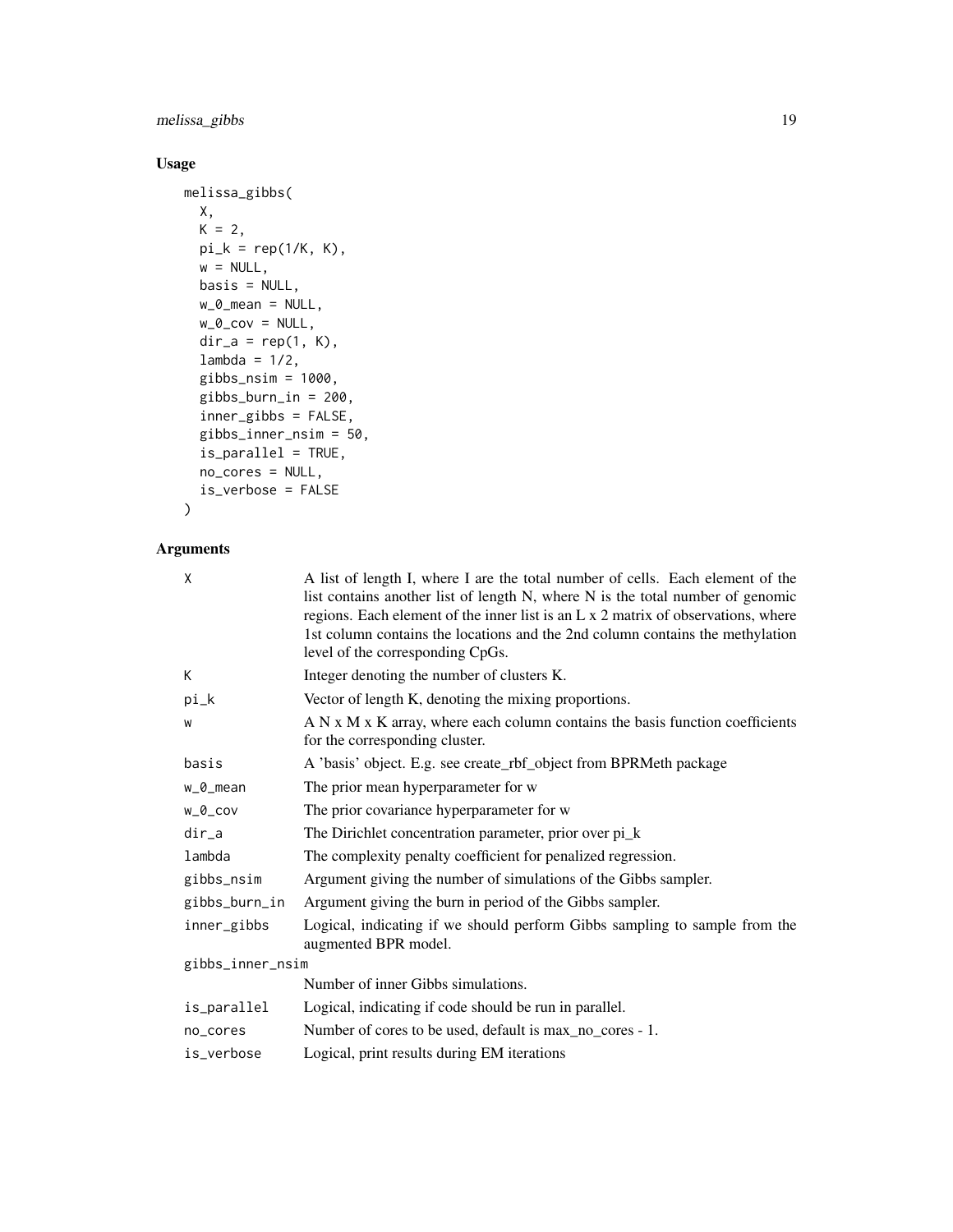## Usage

```
melissa_gibbs(
  X,
  K = 2,
  pi_k = rep(1/K, K),
  w = NULL,
  basis = NULL,
  w_0_mean = NULL,
  w_0_cov = NULL,
  dir_a = rep(1, K),
  lambda = 1/2,
  gibbs_nsim = 1000,
  gibbs_burn_in = 200,
  inner_gibbs = FALSE,
  gibbs_inner_nsim = 50,
  is_parallel = TRUE,
  no_cores = NULL,
  is_verbose = FALSE
)
```

## Arguments

| Argument | Description |
| --- | --- |
| X | A list of length I, where I are the total number of cells. Each element of the list contains another list of length N, where N is the total number of genomic regions. Each element of the inner list is an L x 2 matrix of observations, where 1st column contains the locations and the 2nd column contains the methylation level of the corresponding CpGs. |
| K | Integer denoting the number of clusters K. |
| pi_k | Vector of length K, denoting the mixing proportions. |
| w | A N x M x K array, where each column contains the basis function coefficients for the corresponding cluster. |
| basis | A 'basis' object. E.g. see create_rbf_object from BPRMeth package |
| w_0_mean | The prior mean hyperparameter for w |
| w_0_cov | The prior covariance hyperparameter for w |
| dir_a | The Dirichlet concentration parameter, prior over pi_k |
| lambda | The complexity penalty coefficient for penalized regression. |
| gibbs_nsim | Argument giving the number of simulations of the Gibbs sampler. |
| gibbs_burn_in | Argument giving the burn in period of the Gibbs sampler. |
| inner_gibbs | Logical, indicating if we should perform Gibbs sampling to sample from the augmented BPR model. |
| gibbs_inner_nsim | Number of inner Gibbs simulations. |
| is_parallel | Logical, indicating if code should be run in parallel. |
| no_cores | Number of cores to be used, default is max_no_cores - 1. |
| is_verbose | Logical, print results during EM iterations |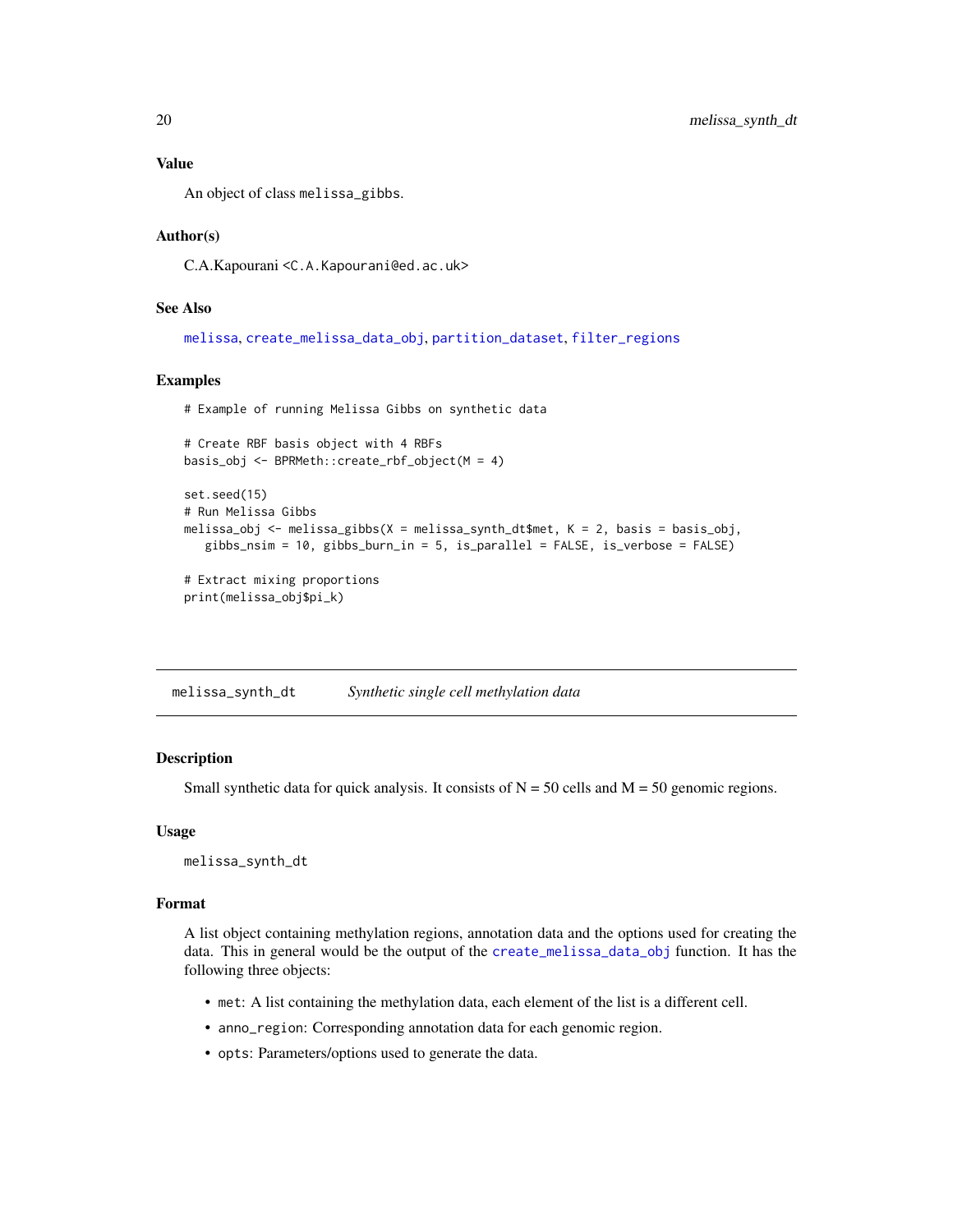### Value

An object of class `melissa_gibbs`.

### Author(s)

C.A.Kapourani <C.A.Kapourani@ed.ac.uk>

### See Also

`melissa`, `create_melissa_data_obj`, `partition_dataset`, `filter_regions`

### Examples

```
# Example of running Melissa Gibbs on synthetic data

# Create RBF basis object with 4 RBFs
basis_obj <- BPRMeth::create_rbf_object(M = 4)

set.seed(15)
# Run Melissa Gibbs
melissa_obj <- melissa_gibbs(X = melissa_synth_dt$met, K = 2, basis = basis_obj,
   gibbs_nsim = 10, gibbs_burn_in = 5, is_parallel = FALSE, is_verbose = FALSE)

# Extract mixing proportions
print(melissa_obj$pi_k)
```

---

## melissa_synth_dt — *Synthetic single cell methylation data*

### Description

Small synthetic data for quick analysis. It consists of N = 50 cells and M = 50 genomic regions.

### Usage

```
melissa_synth_dt
```

### Format

A list object containing methylation regions, annotation data and the options used for creating the data. This in general would be the output of the `create_melissa_data_obj` function. It has the following three objects:

- `met`: A list containing the methylation data, each element of the list is a different cell.
- `anno_region`: Corresponding annotation data for each genomic region.
- `opts`: Parameters/options used to generate the data.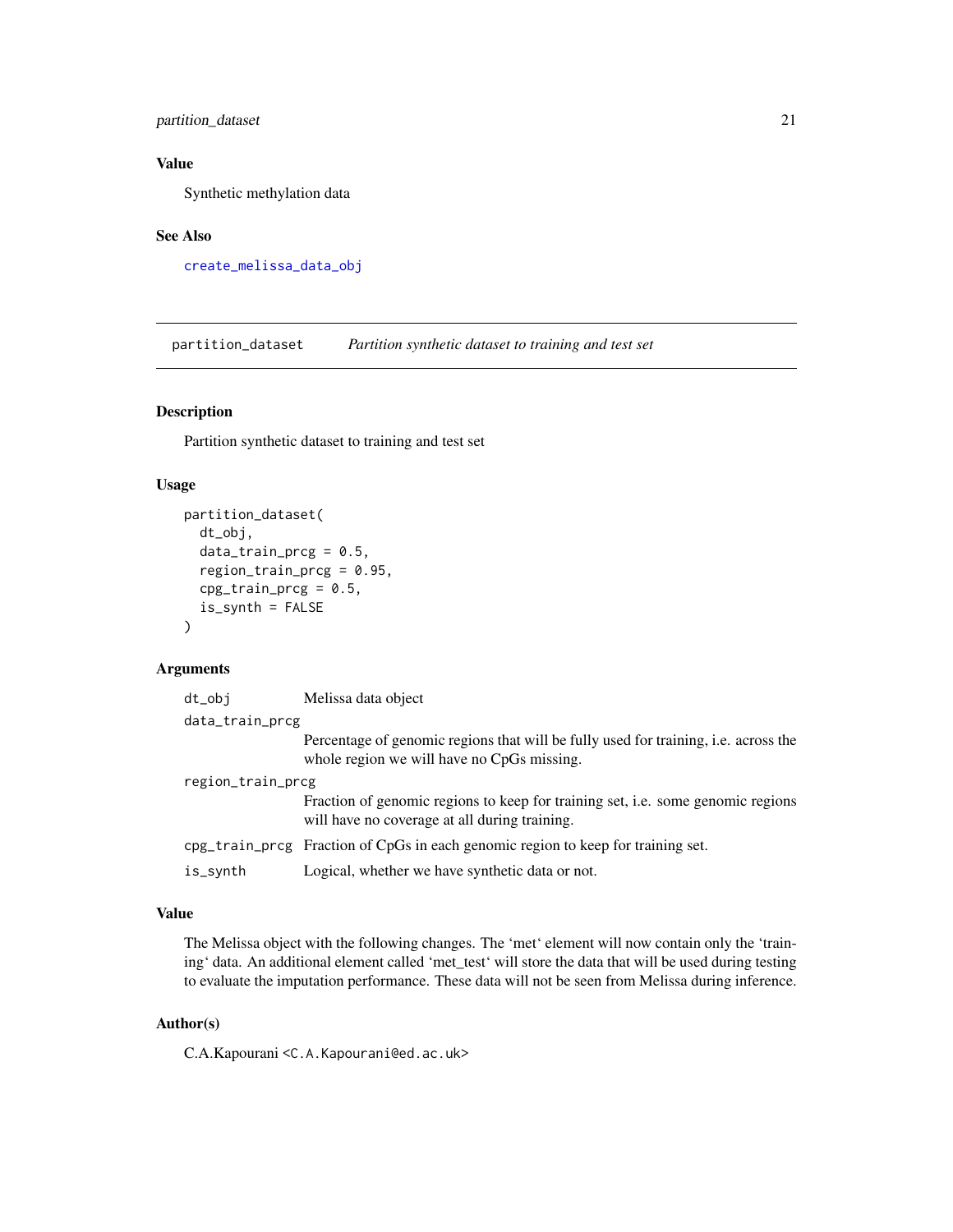### Value

Synthetic methylation data

### See Also

`create_melissa_data_obj`

---

## partition_dataset *Partition synthetic dataset to training and test set*

### Description

Partition synthetic dataset to training and test set

### Usage

```
partition_dataset(
  dt_obj,
  data_train_prcg = 0.5,
  region_train_prcg = 0.95,
  cpg_train_prcg = 0.5,
  is_synth = FALSE
)
```

### Arguments

| | |
|---|---|
| `dt_obj` | Melissa data object |
| `data_train_prcg` | Percentage of genomic regions that will be fully used for training, i.e. across the whole region we will have no CpGs missing. |
| `region_train_prcg` | Fraction of genomic regions to keep for training set, i.e. some genomic regions will have no coverage at all during training. |
| `cpg_train_prcg` | Fraction of CpGs in each genomic region to keep for training set. |
| `is_synth` | Logical, whether we have synthetic data or not. |

### Value

The Melissa object with the following changes. The 'met' element will now contain only the 'training' data. An additional element called 'met_test' will store the data that will be used during testing to evaluate the imputation performance. These data will not be seen from Melissa during inference.

### Author(s)

C.A.Kapourani <C.A.Kapourani@ed.ac.uk>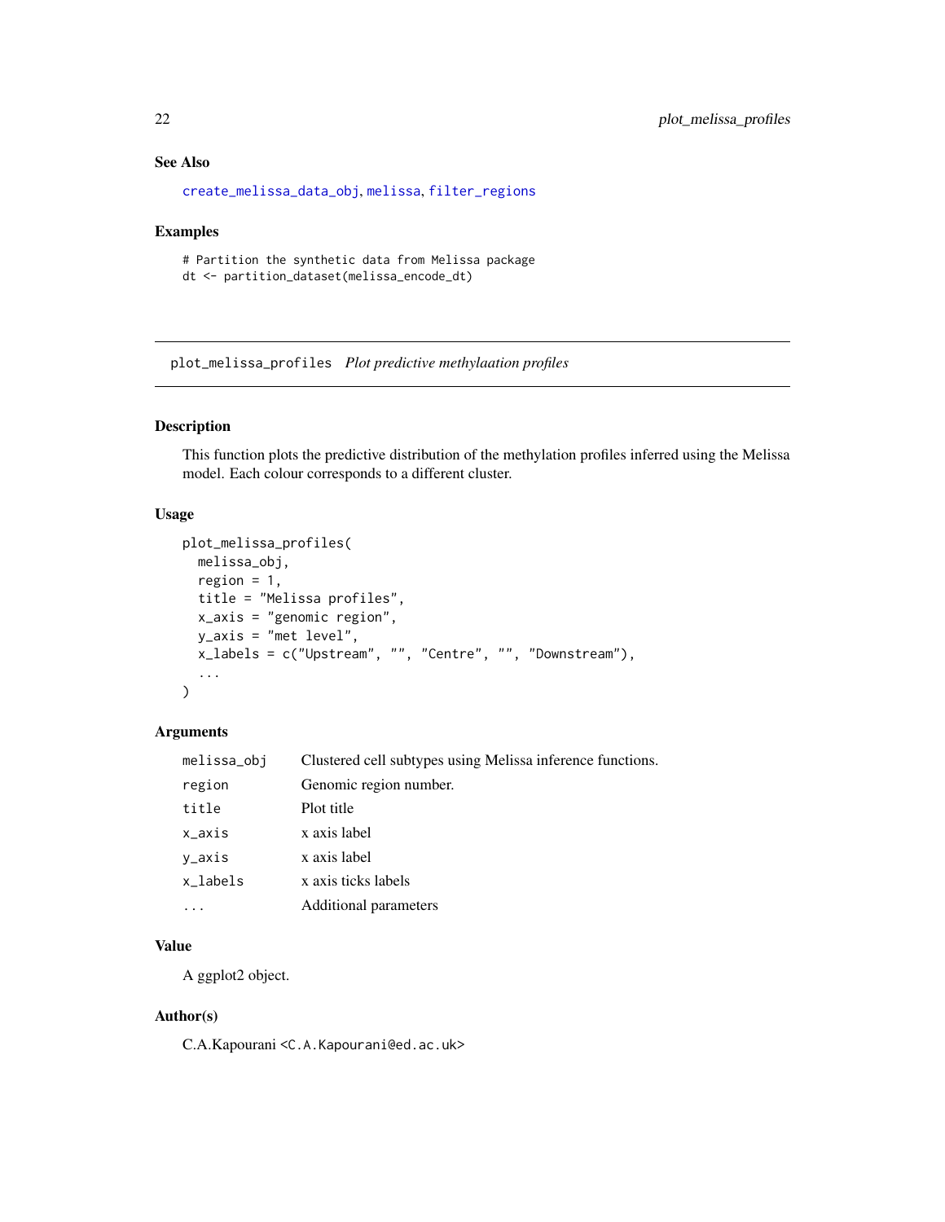### See Also

create_melissa_data_obj, melissa, filter_regions

### Examples

```
# Partition the synthetic data from Melissa package
dt <- partition_dataset(melissa_encode_dt)
```

---

## plot_melissa_profiles *Plot predictive methylaation profiles*

---

### Description

This function plots the predictive distribution of the methylation profiles inferred using the Melissa model. Each colour corresponds to a different cluster.

### Usage

```
plot_melissa_profiles(
  melissa_obj,
  region = 1,
  title = "Melissa profiles",
  x_axis = "genomic region",
  y_axis = "met level",
  x_labels = c("Upstream", "", "Centre", "", "Downstream"),
  ...
)
```

### Arguments

| | |
|---|---|
| melissa_obj | Clustered cell subtypes using Melissa inference functions. |
| region | Genomic region number. |
| title | Plot title |
| x_axis | x axis label |
| y_axis | x axis label |
| x_labels | x axis ticks labels |
| ... | Additional parameters |

### Value

A ggplot2 object.

### Author(s)

C.A.Kapourani <C.A.Kapourani@ed.ac.uk>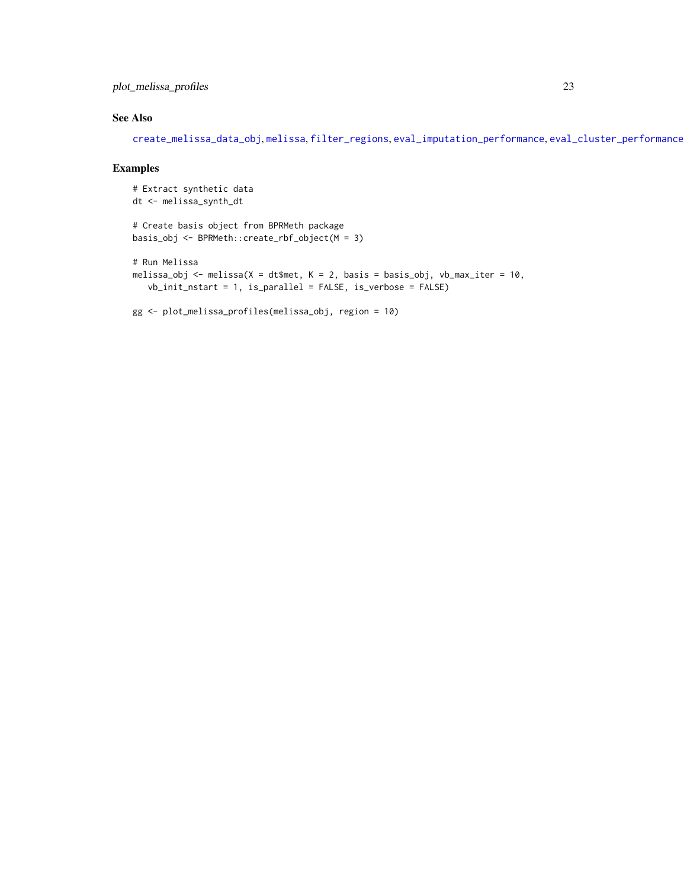## See Also

create_melissa_data_obj, melissa, filter_regions, eval_imputation_performance, eval_cluster_performance

## Examples

```
# Extract synthetic data
dt <- melissa_synth_dt

# Create basis object from BPRMeth package
basis_obj <- BPRMeth::create_rbf_object(M = 3)

# Run Melissa
melissa_obj <- melissa(X = dt$met, K = 2, basis = basis_obj, vb_max_iter = 10,
   vb_init_nstart = 1, is_parallel = FALSE, is_verbose = FALSE)

gg <- plot_melissa_profiles(melissa_obj, region = 10)
```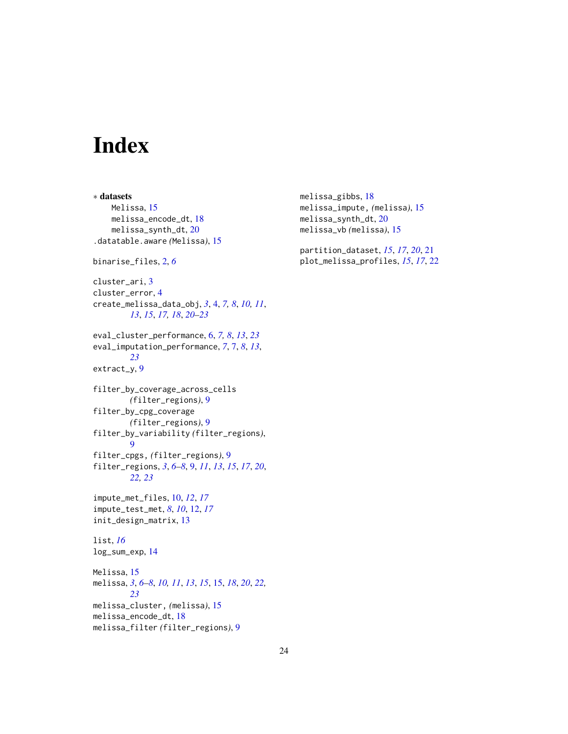# Index

∗ **datasets**
  Melissa, 15
  melissa_encode_dt, 18
  melissa_synth_dt, 20
.datatable.aware (Melissa), 15

binarise_files, 2, *6*

cluster_ari, 3
cluster_error, 4
create_melissa_data_obj, *3*, 4, *7, 8*, *10, 11*, *13*, *15*, *17, 18*, *20–23*

eval_cluster_performance, 6, *7, 8*, *13*, *23*
eval_imputation_performance, *7*, 7, *8*, *13*, *23*
extract_y, 9

filter_by_coverage_across_cells (filter_regions), 9
filter_by_cpg_coverage (filter_regions), 9
filter_by_variability (filter_regions), 9
filter_cpgs, (filter_regions), 9
filter_regions, *3*, *6–8*, 9, *11*, *13*, *15*, *17*, *20*, *22, 23*

impute_met_files, 10, *12*, *17*
impute_test_met, *8*, *10*, 12, *17*
init_design_matrix, 13

list, *16*
log_sum_exp, 14

Melissa, 15
melissa, *3*, *6–8*, *10, 11*, *13*, *15*, 15, *18*, *20*, *22, 23*
melissa_cluster, (melissa), 15
melissa_encode_dt, 18
melissa_filter (filter_regions), 9
melissa_gibbs, 18
melissa_impute, (melissa), 15
melissa_synth_dt, 20
melissa_vb (melissa), 15

partition_dataset, *15*, *17*, *20*, 21
plot_melissa_profiles, *15*, *17*, 22